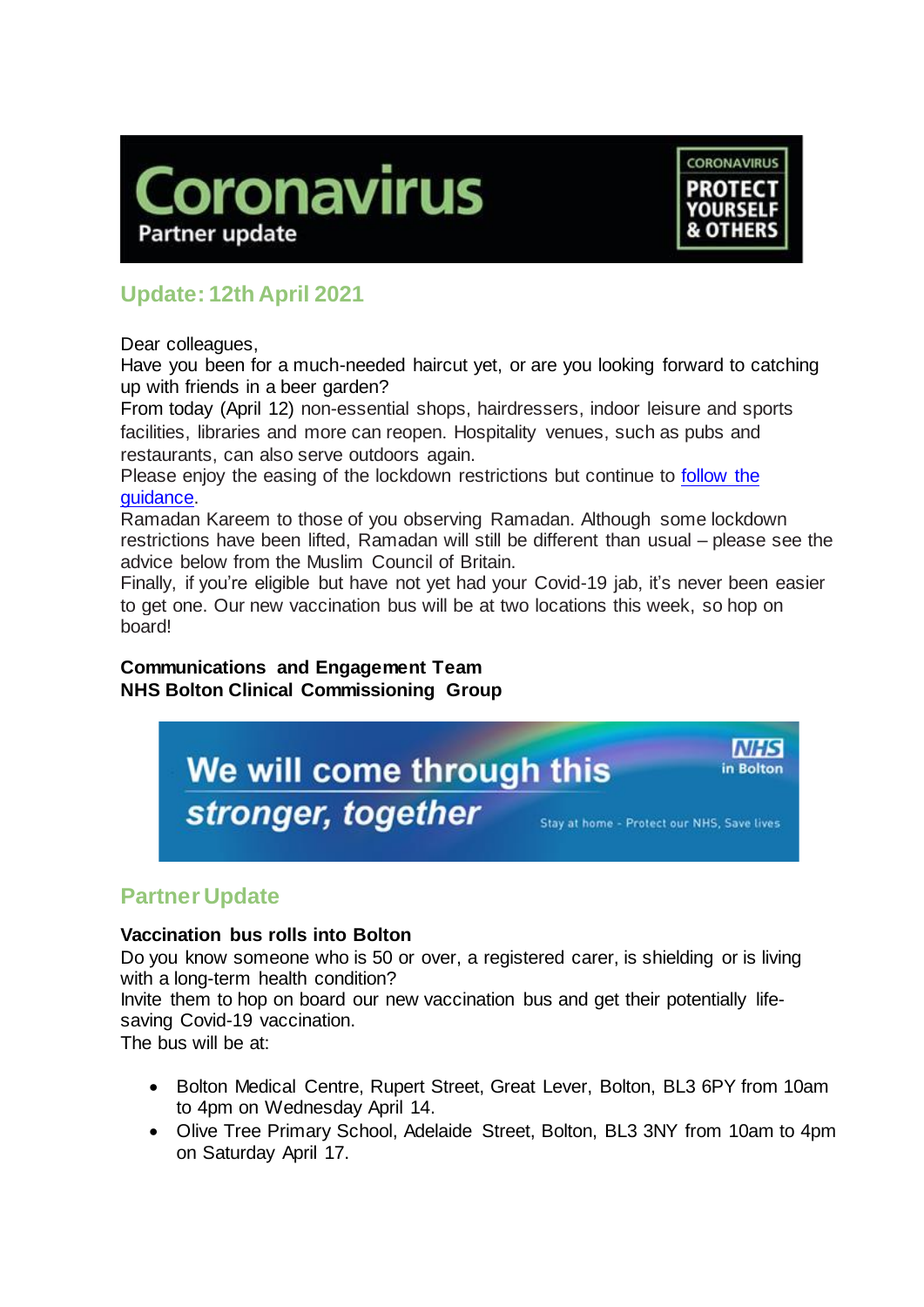## Update: 12th April 2021

Dear colleagues,

Have you been for a much-needed haircut yet, or are you looking forward to catching up with friends in a beer garden?

From today (April 12) non-essential shops, hairdressers, indoor leisure and sports facilities, libraries and more can reopen. Hospitality venues, such as pubs and restaurants, can also serve outdoors again.

Please enjoy the easing of the lockdown restrictions but continue to follow the guidance.

Ramadan Kareem to those of you observing Ramadan. Although some lockdown restrictions have been lifted, Ramadan will still be different than usual – please see the advice below from the Muslim Council of Britain.

Finally, if you're eligible but have not yet had your Covid-19 jab, it's never been easier to get one. Our new vaccination bus will be at two locations this week, so hop on board!

**Communications and Engagement Team**
**NHS Bolton Clinical Commissioning Group**

## Partner Update

**Vaccination bus rolls into Bolton**

Do you know someone who is 50 or over, a registered carer, is shielding or is living with a long-term health condition?

Invite them to hop on board our new vaccination bus and get their potentially life-saving Covid-19 vaccination.

The bus will be at:

- Bolton Medical Centre, Rupert Street, Great Lever, Bolton, BL3 6PY from 10am to 4pm on Wednesday April 14.
- Olive Tree Primary School, Adelaide Street, Bolton, BL3 3NY from 10am to 4pm on Saturday April 17.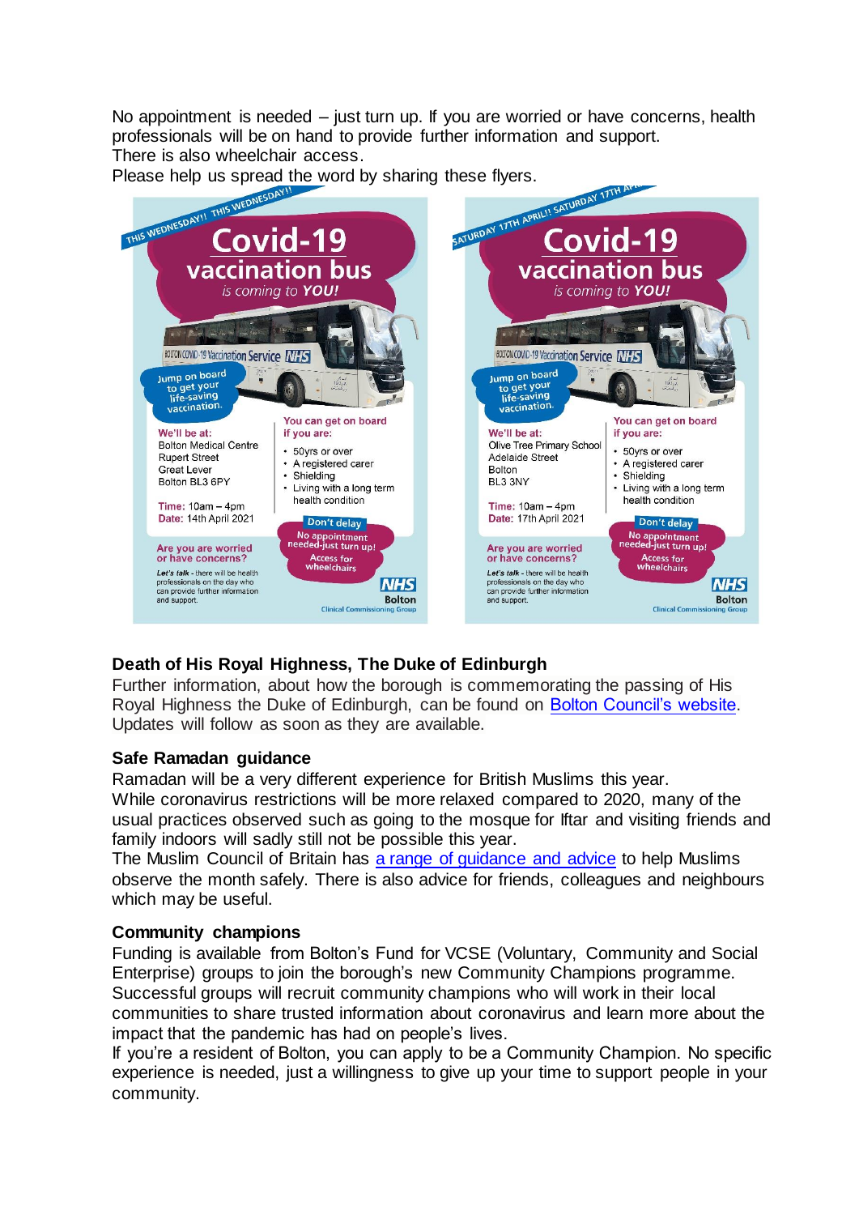No appointment is needed – just turn up. If you are worried or have concerns, health professionals will be on hand to provide further information and support.
There is also wheelchair access.
Please help us spread the word by sharing these flyers.

THIS WEDNESDAY!! THIS WEDNESDAY!!

**Covid-19 vaccination bus**
*is coming to* ***YOU!***

Jump on board to get your life-saving vaccination.

**We'll be at:**
Bolton Medical Centre
Rupert Street
Great Lever
Bolton BL3 6PY

**Time:** 10am – 4pm
**Date:** 14th April 2021

**You can get on board if you are:**

- 50yrs or over
- A registered carer
- Shielding
- Living with a long term health condition

**Don't delay**
No appointment needed-just turn up!
Access for wheelchairs

**Are you are worried or have concerns?**
*Let's talk* - there will be health professionals on the day who can provide further information and support.

NHS Bolton Clinical Commissioning Group

SATURDAY 17TH APRIL!! SATURDAY 17TH APRIL!!

**Covid-19 vaccination bus**
*is coming to* ***YOU!***

Jump on board to get your life-saving vaccination.

**We'll be at:**
Olive Tree Primary School
Adelaide Street
Bolton
BL3 3NY

**Time:** 10am – 4pm
**Date:** 17th April 2021

**You can get on board if you are:**

- 50yrs or over
- A registered carer
- Shielding
- Living with a long term health condition

**Don't delay**
No appointment needed-just turn up!
Access for wheelchairs

**Are you are worried or have concerns?**
*Let's talk* - there will be health professionals on the day who can provide further information and support.

NHS Bolton Clinical Commissioning Group

### Death of His Royal Highness, The Duke of Edinburgh

Further information, about how the borough is commemorating the passing of His Royal Highness the Duke of Edinburgh, can be found on Bolton Council's website. Updates will follow as soon as they are available.

### Safe Ramadan guidance

Ramadan will be a very different experience for British Muslims this year.
While coronavirus restrictions will be more relaxed compared to 2020, many of the usual practices observed such as going to the mosque for Iftar and visiting friends and family indoors will sadly still not be possible this year.
The Muslim Council of Britain has a range of guidance and advice to help Muslims observe the month safely. There is also advice for friends, colleagues and neighbours which may be useful.

### Community champions

Funding is available from Bolton's Fund for VCSE (Voluntary, Community and Social Enterprise) groups to join the borough's new Community Champions programme. Successful groups will recruit community champions who will work in their local communities to share trusted information about coronavirus and learn more about the impact that the pandemic has had on people's lives.
If you're a resident of Bolton, you can apply to be a Community Champion. No specific experience is needed, just a willingness to give up your time to support people in your community.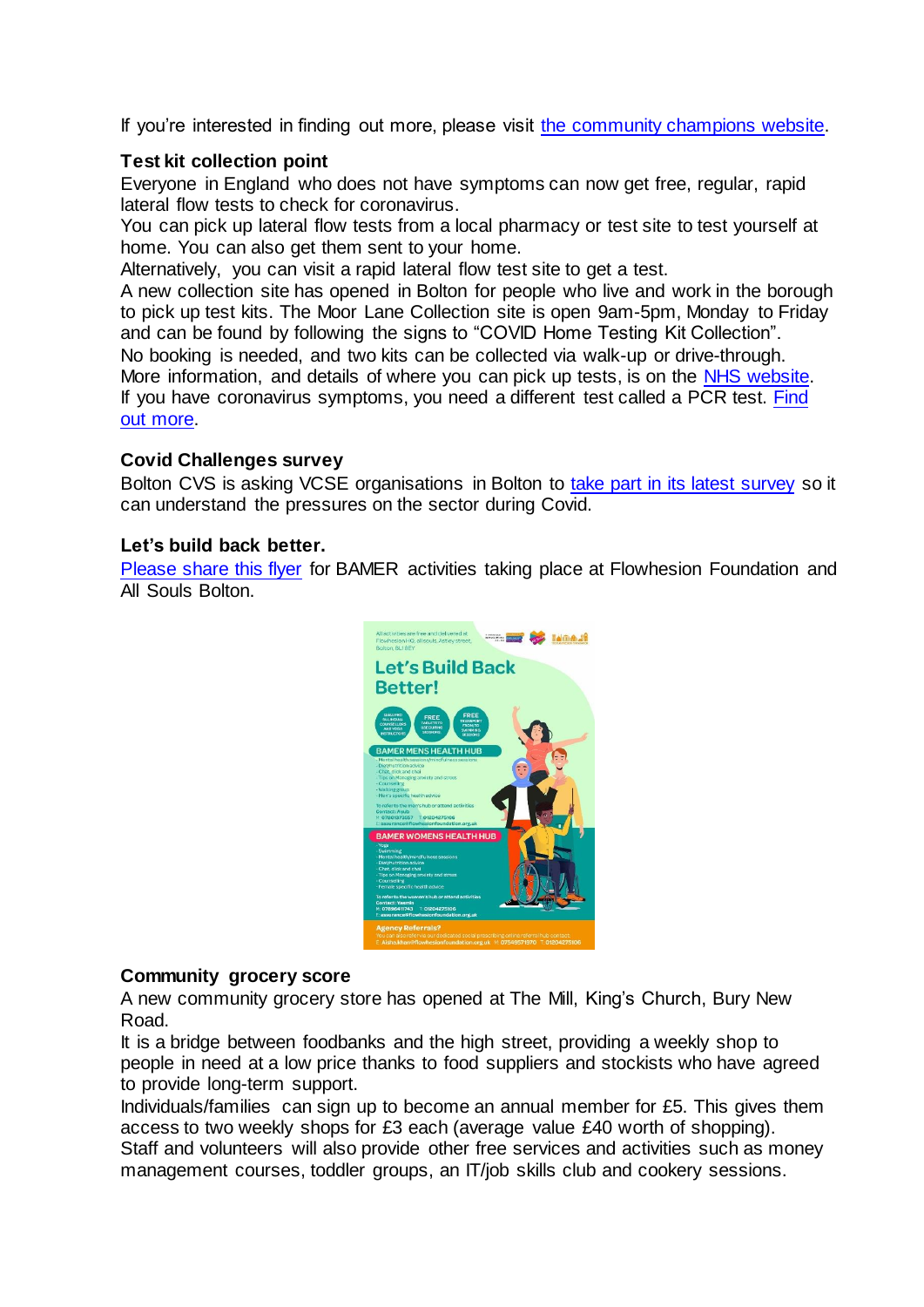If you're interested in finding out more, please visit [the community champions website](#).

**Test kit collection point**

Everyone in England who does not have symptoms can now get free, regular, rapid lateral flow tests to check for coronavirus.
You can pick up lateral flow tests from a local pharmacy or test site to test yourself at home. You can also get them sent to your home.
Alternatively, you can visit a rapid lateral flow test site to get a test.
A new collection site has opened in Bolton for people who live and work in the borough to pick up test kits. The Moor Lane Collection site is open 9am-5pm, Monday to Friday and can be found by following the signs to "COVID Home Testing Kit Collection".
No booking is needed, and two kits can be collected via walk-up or drive-through.
More information, and details of where you can pick up tests, is on the [NHS website](#).
If you have coronavirus symptoms, you need a different test called a PCR test. [Find out more](#).

**Covid Challenges survey**

Bolton CVS is asking VCSE organisations in Bolton to [take part in its latest survey](#) so it can understand the pressures on the sector during Covid.

**Let's build back better.**

[Please share this flyer](#) for BAMER activities taking place at Flowhesion Foundation and All Souls Bolton.

**Community grocery score**

A new community grocery store has opened at The Mill, King's Church, Bury New Road.
It is a bridge between foodbanks and the high street, providing a weekly shop to people in need at a low price thanks to food suppliers and stockists who have agreed to provide long-term support.
Individuals/families can sign up to become an annual member for £5. This gives them access to two weekly shops for £3 each (average value £40 worth of shopping).
Staff and volunteers will also provide other free services and activities such as money management courses, toddler groups, an IT/job skills club and cookery sessions.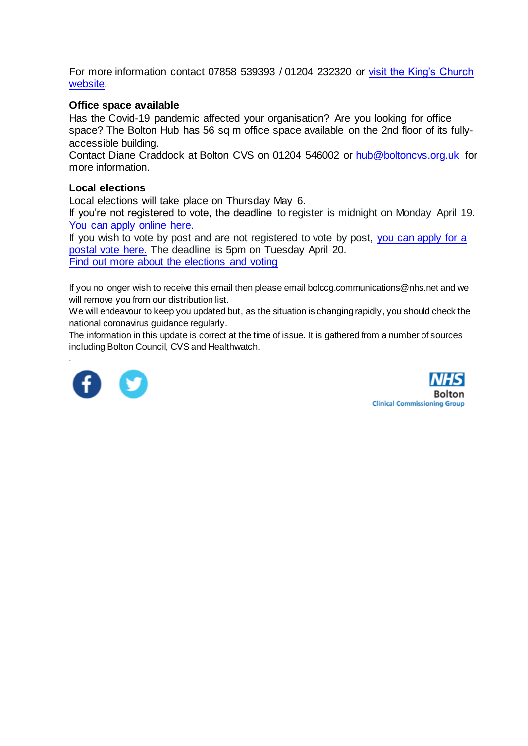For more information contact 07858 539393 / 01204 232320 or visit the King's Church website.

**Office space available**

Has the Covid-19 pandemic affected your organisation? Are you looking for office space? The Bolton Hub has 56 sq m office space available on the 2nd floor of its fully-accessible building.
Contact Diane Craddock at Bolton CVS on 01204 546002 or hub@boltoncvs.org.uk for more information.

**Local elections**

Local elections will take place on Thursday May 6.
If you're not registered to vote, the deadline to register is midnight on Monday April 19.
You can apply online here.
If you wish to vote by post and are not registered to vote by post, you can apply for a postal vote here. The deadline is 5pm on Tuesday April 20.
Find out more about the elections and voting

If you no longer wish to receive this email then please email bolccg.communications@nhs.net and we will remove you from our distribution list.
We will endeavour to keep you updated but, as the situation is changing rapidly, you should check the national coronavirus guidance regularly.
The information in this update is correct at the time of issue. It is gathered from a number of sources including Bolton Council, CVS and Healthwatch.

.

NHS
Bolton
Clinical Commissioning Group